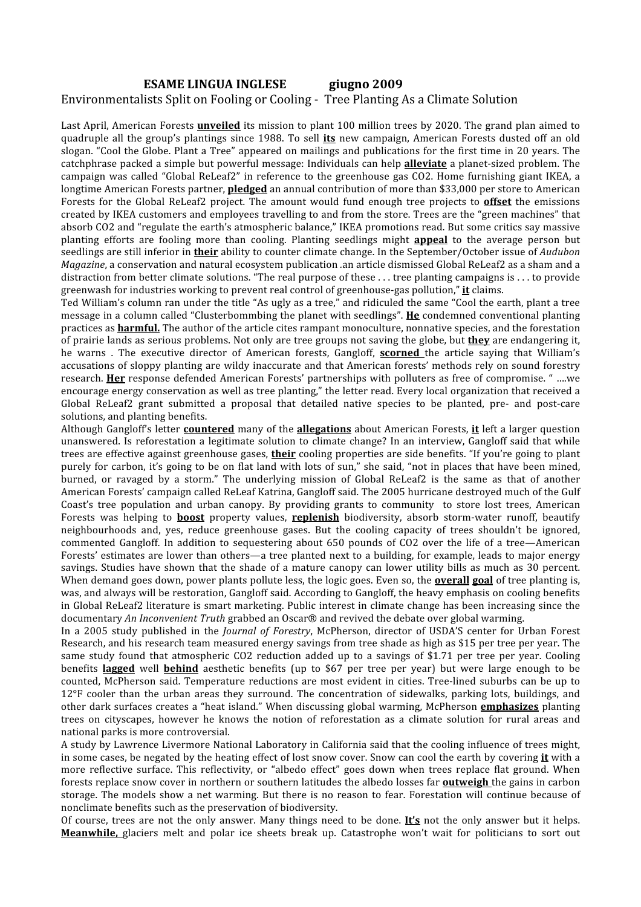**ESAME LINGUA INGLESE giugno 2009**

Environmentalists Split on Fooling or Cooling - Tree Planting As a Climate Solution

Last April, American Forests **unveiled** its mission to plant 100 million trees by 2020. The grand plan aimed to quadruple all the group's plantings since 1988. To sell **its** new campaign, American Forests dusted off an old slogan. "Cool the Globe. Plant a Tree" appeared on mailings and publications for the first time in 20 years. The catchphrase packed a simple but powerful message: Individuals can help **alleviate** a planet-sized problem. The campaign was called "Global ReLeaf2" in reference to the greenhouse gas CO2. Home furnishing giant IKEA, a longtime American Forests partner, **pledged** an annual contribution of more than $33,000 per store to American Forests for the Global ReLeaf2 project. The amount would fund enough tree projects to **offset** the emissions created by IKEA customers and employees travelling to and from the store. Trees are the "green machines" that absorb CO2 and "regulate the earth's atmospheric balance," IKEA promotions read. But some critics say massive planting efforts are fooling more than cooling. Planting seedlings might **appeal** to the average person but seedlings are still inferior in **their** ability to counter climate change. In the September/October issue of *Audubon Magazine*, a conservation and natural ecosystem publication .an article dismissed Global ReLeaf2 as a sham and a distraction from better climate solutions. "The real purpose of these . . . tree planting campaigns is . . . to provide greenwash for industries working to prevent real control of greenhouse-gas pollution," **it** claims.

Ted William's column ran under the title "As ugly as a tree," and ridiculed the same "Cool the earth, plant a tree message in a column called "Clusterbommbing the planet with seedlings". **He** condemned conventional planting practices as **harmful.** The author of the article cites rampant monoculture, nonnative species, and the forestation of prairie lands as serious problems. Not only are tree groups not saving the globe, but **they** are endangering it, he warns . The executive director of American forests, Gangloff, **scorned** the article saying that William's accusations of sloppy planting are wildy inaccurate and that American forests' methods rely on sound forestry research. **Her** response defended American Forests' partnerships with polluters as free of compromise. " ....we encourage energy conservation as well as tree planting," the letter read. Every local organization that received a Global ReLeaf2 grant submitted a proposal that detailed native species to be planted, pre- and post-care solutions, and planting benefits.

Although Gangloff's letter **countered** many of the **allegations** about American Forests, **it** left a larger question unanswered. Is reforestation a legitimate solution to climate change? In an interview, Gangloff said that while trees are effective against greenhouse gases, **their** cooling properties are side benefits. "If you're going to plant purely for carbon, it's going to be on flat land with lots of sun," she said, "not in places that have been mined, burned, or ravaged by a storm." The underlying mission of Global ReLeaf2 is the same as that of another American Forests' campaign called ReLeaf Katrina, Gangloff said. The 2005 hurricane destroyed much of the Gulf Coast's tree population and urban canopy. By providing grants to community to store lost trees, American Forests was helping to **boost** property values, **replenish** biodiversity, absorb storm-water runoff, beautify neighbourhoods and, yes, reduce greenhouse gases. But the cooling capacity of trees shouldn't be ignored, commented Gangloff. In addition to sequestering about 650 pounds of CO2 over the life of a tree—American Forests' estimates are lower than others—a tree planted next to a building, for example, leads to major energy savings. Studies have shown that the shade of a mature canopy can lower utility bills as much as 30 percent. When demand goes down, power plants pollute less, the logic goes. Even so, the **overall goal** of tree planting is, was, and always will be restoration, Gangloff said. According to Gangloff, the heavy emphasis on cooling benefits in Global ReLeaf2 literature is smart marketing. Public interest in climate change has been increasing since the documentary *An Inconvenient Truth* grabbed an Oscar® and revived the debate over global warming.

In a 2005 study published in the *Journal of Forestry*, McPherson, director of USDA'S center for Urban Forest Research, and his research team measured energy savings from tree shade as high as $15 per tree per year. The same study found that atmospheric CO2 reduction added up to a savings of $1.71 per tree per year. Cooling benefits **lagged** well **behind** aesthetic benefits (up to $67 per tree per year) but were large enough to be counted, McPherson said. Temperature reductions are most evident in cities. Tree-lined suburbs can be up to 12°F cooler than the urban areas they surround. The concentration of sidewalks, parking lots, buildings, and other dark surfaces creates a "heat island." When discussing global warming, McPherson **emphasizes** planting trees on cityscapes, however he knows the notion of reforestation as a climate solution for rural areas and national parks is more controversial.

A study by Lawrence Livermore National Laboratory in California said that the cooling influence of trees might, in some cases, be negated by the heating effect of lost snow cover. Snow can cool the earth by covering **it** with a more reflective surface. This reflectivity, or "albedo effect" goes down when trees replace flat ground. When forests replace snow cover in northern or southern latitudes the albedo losses far **outweigh** the gains in carbon storage. The models show a net warming. But there is no reason to fear. Forestation will continue because of nonclimate benefits such as the preservation of biodiversity.

Of course, trees are not the only answer. Many things need to be done. **It's** not the only answer but it helps. **Meanwhile,** glaciers melt and polar ice sheets break up. Catastrophe won't wait for politicians to sort out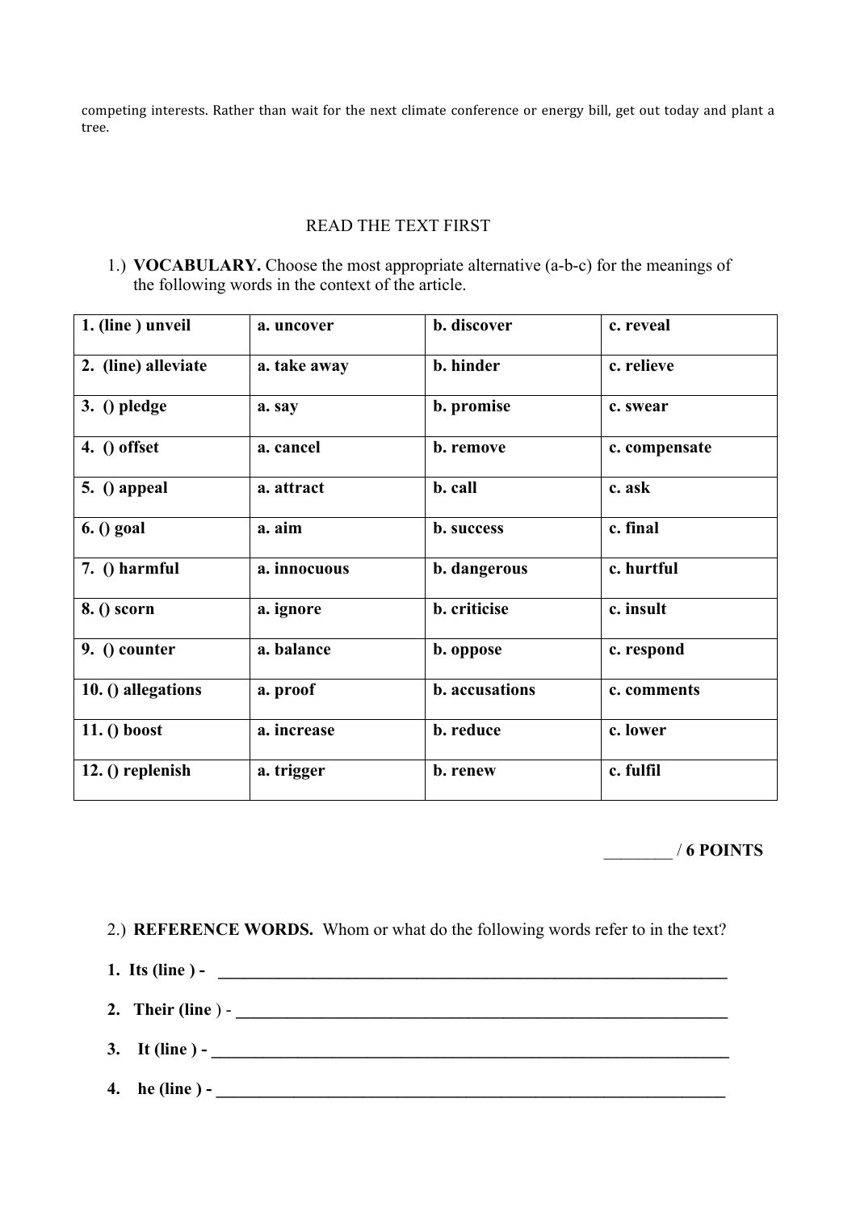competing interests. Rather than wait for the next climate conference or energy bill, get out today and plant a tree.

READ THE TEXT FIRST

1.) **VOCABULARY.** Choose the most appropriate alternative (a-b-c) for the meanings of the following words in the context of the article.

| **1. (line ) unveil** | **a. uncover** | **b. discover** | **c. reveal** |
|---|---|---|---|
| **2. (line) alleviate** | **a. take away** | **b. hinder** | **c. relieve** |
| **3. () pledge** | **a. say** | **b. promise** | **c. swear** |
| **4. () offset** | **a. cancel** | **b. remove** | **c. compensate** |
| **5. () appeal** | **a. attract** | **b. call** | **c. ask** |
| **6. () goal** | **a. aim** | **b. success** | **c. final** |
| **7. () harmful** | **a. innocuous** | **b. dangerous** | **c. hurtful** |
| **8. () scorn** | **a. ignore** | **b. criticise** | **c. insult** |
| **9. () counter** | **a. balance** | **b. oppose** | **c. respond** |
| **10. () allegations** | **a. proof** | **b. accusations** | **c. comments** |
| **11. () boost** | **a. increase** | **b. reduce** | **c. lower** |
| **12. () replenish** | **a. trigger** | **b. renew** | **c. fulfil** |

________ / **6 POINTS**

2.) **REFERENCE WORDS.** Whom or what do the following words refer to in the text?

**1. Its (line ) - ________________________________________________________________**

**2. Their (line** ) - **______________________________________________________________**

**3. It (line ) - ___________________________________________________________________**

**4. he (line ) - __________________________________________________________________**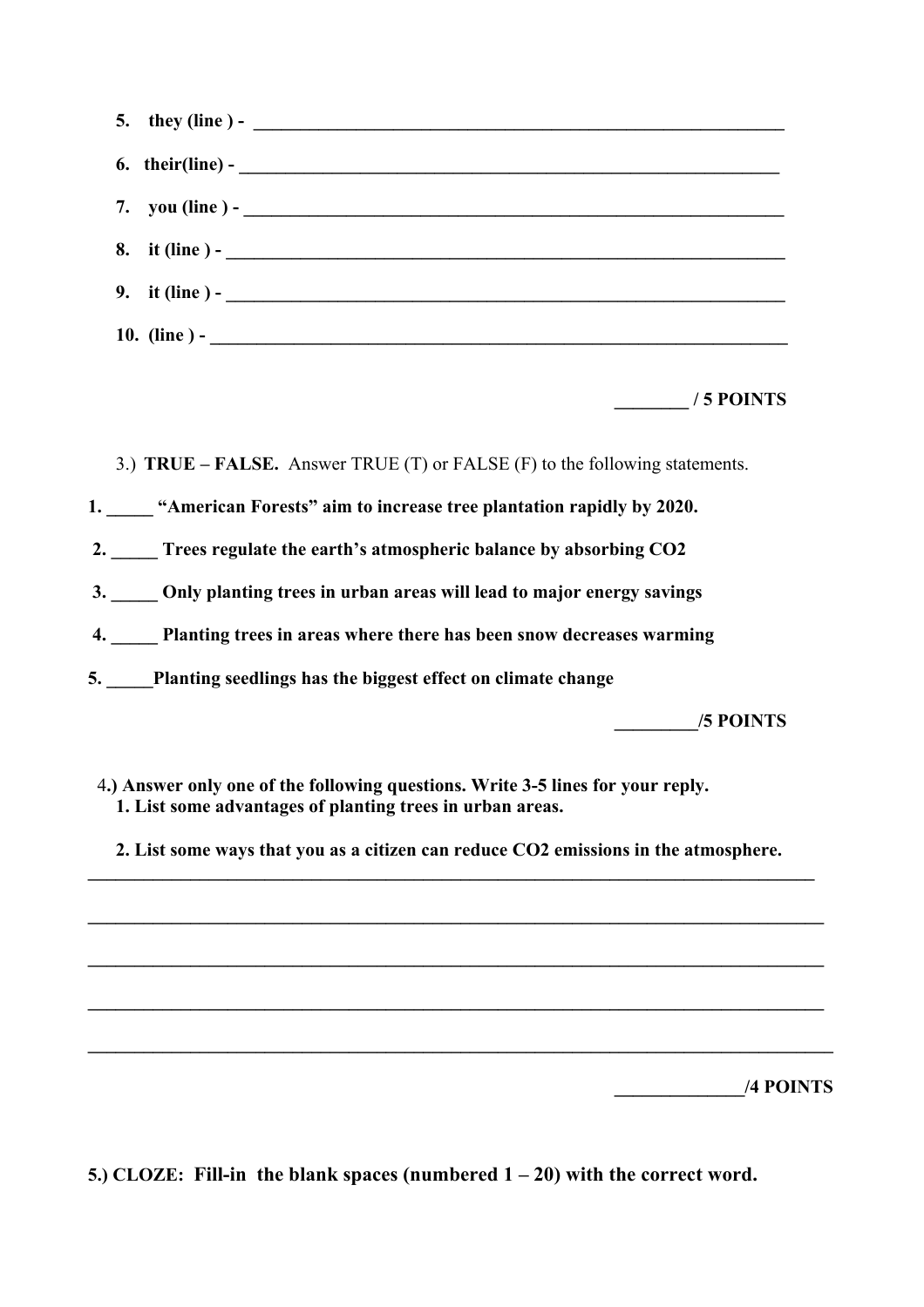5. **they (line ) - ______________________________________________________________**

6. **their(line) - ______________________________________________________________**

7. **you (line ) - ______________________________________________________________**

8. **it (line ) - ______________________________________________________________**

9. **it (line ) - ______________________________________________________________**

10. **(line ) - ______________________________________________________________**

**________ / 5 POINTS**

3.) **TRUE – FALSE.** Answer TRUE (T) or FALSE (F) to the following statements.

**1. _____ "American Forests" aim to increase tree plantation rapidly by 2020.**

**2. _____ Trees regulate the earth's atmospheric balance by absorbing CO2**

**3. _____ Only planting trees in urban areas will lead to major energy savings**

**4. _____ Planting trees in areas where there has been snow decreases warming**

**5. _____Planting seedlings has the biggest effect on climate change**

**_________/5 POINTS**

**4.) Answer only one of the following questions. Write 3-5 lines for your reply.**

**1. List some advantages of planting trees in urban areas.**

**2. List some ways that you as a citizen can reduce CO2 emissions in the atmosphere.**

______________________________________________________________________________

______________________________________________________________________________

______________________________________________________________________________

______________________________________________________________________________

______________________________________________________________________________

**______________/4 POINTS**

**5.) CLOZE: Fill-in the blank spaces (numbered 1 – 20) with the correct word.**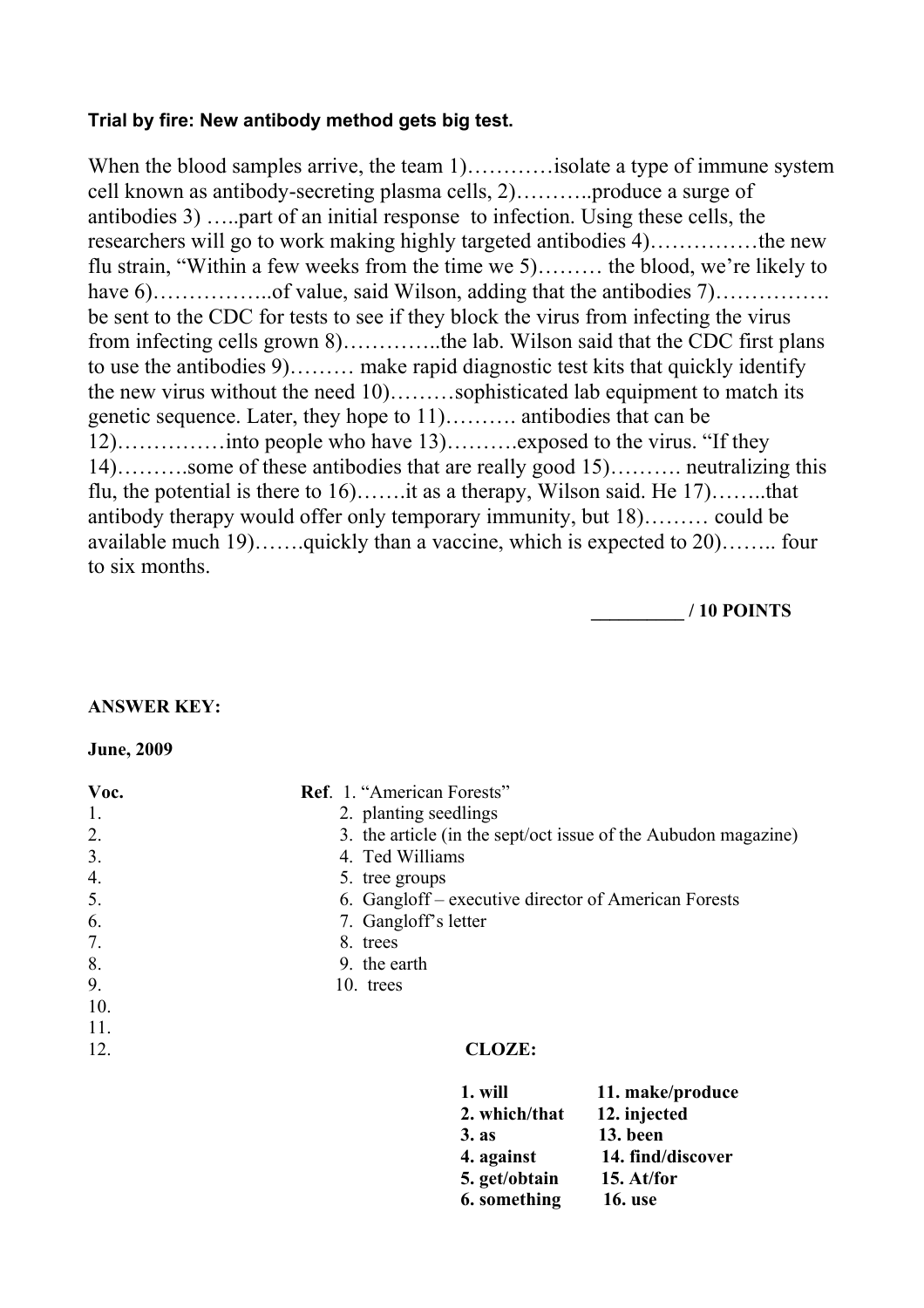**Trial by fire: New antibody method gets big test.**

When the blood samples arrive, the team 1)…………isolate a type of immune system cell known as antibody-secreting plasma cells, 2)………..produce a surge of antibodies 3) …..part of an initial response to infection. Using these cells, the researchers will go to work making highly targeted antibodies 4)……………the new flu strain, "Within a few weeks from the time we 5)……… the blood, we're likely to have 6)……………..of value, said Wilson, adding that the antibodies 7)……………. be sent to the CDC for tests to see if they block the virus from infecting the virus from infecting cells grown 8)…………..the lab. Wilson said that the CDC first plans to use the antibodies 9)……… make rapid diagnostic test kits that quickly identify the new virus without the need 10)………sophisticated lab equipment to match its genetic sequence. Later, they hope to 11)………. antibodies that can be 12)……………into people who have 13)……….exposed to the virus. "If they 14)……….some of these antibodies that are really good 15)………. neutralizing this flu, the potential is there to 16)…….it as a therapy, Wilson said. He 17)……..that antibody therapy would offer only temporary immunity, but 18)……… could be available much 19)…….quickly than a vaccine, which is expected to 20)…….. four to six months.

**_________ / 10 POINTS**

**ANSWER KEY:**

**June, 2009**

**Voc.**

1.
2.
3.
4.
5.
6.
7.
8.
9.
10.
11.
12.

**Ref.**

1. "American Forests"
2. planting seedlings
3. the article (in the sept/oct issue of the Aubudon magazine)
4. Ted Williams
5. tree groups
6. Gangloff – executive director of American Forests
7. Gangloff's letter
8. trees
9. the earth
10. trees

**CLOZE:**

| | |
|---|---|
| **1. will** | **11. make/produce** |
| **2. which/that** | **12. injected** |
| **3. as** | **13. been** |
| **4. against** | **14. find/discover** |
| **5. get/obtain** | **15. At/for** |
| **6. something** | **16. use** |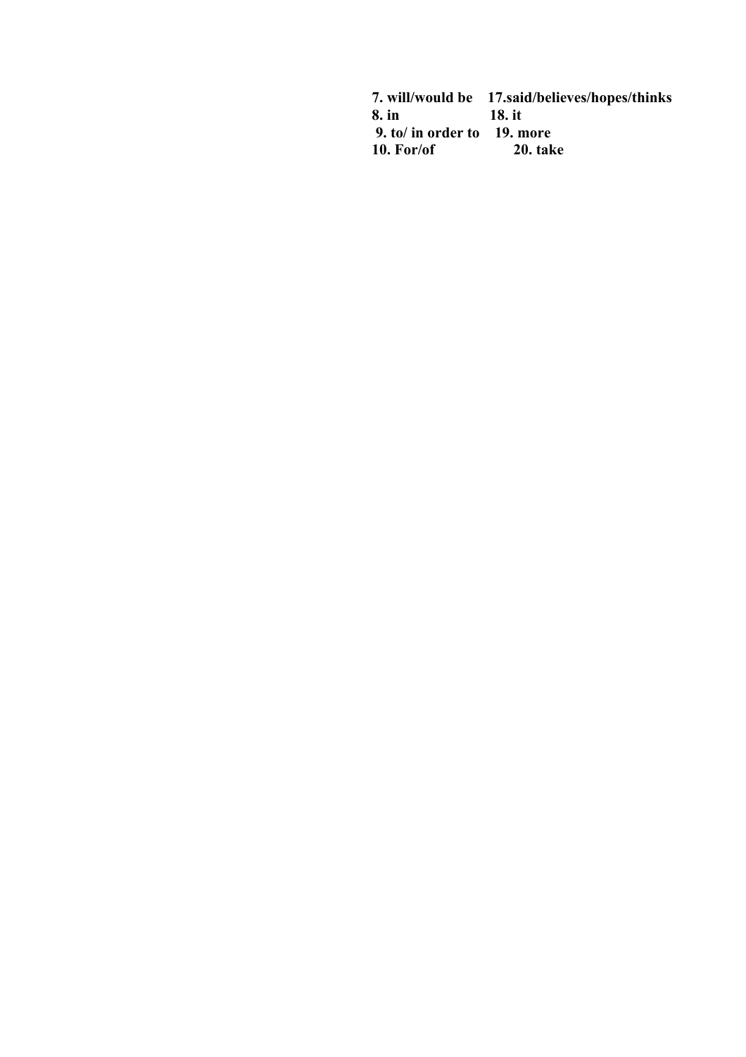**7. will/would be 17.said/believes/hopes/thinks**

**8. in 18. it**

**9. to/ in order to 19. more**

**10. For/of 20. take**